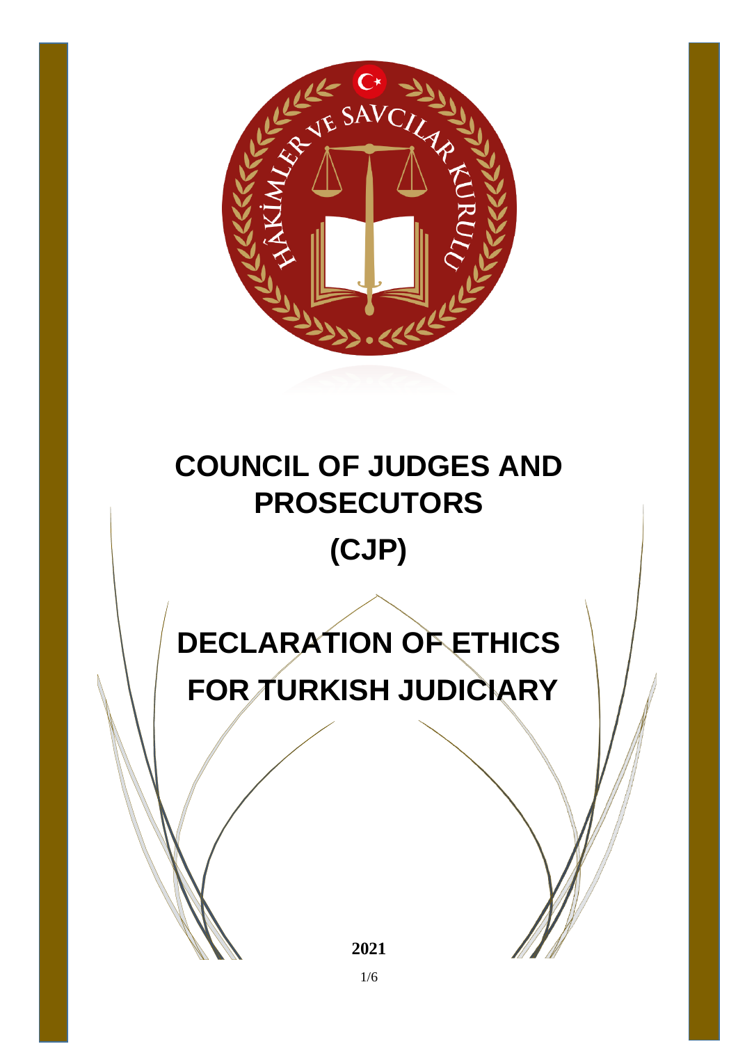# COUNCIL OF JUDGES AND PROSECUTORS

# (CJP)

# DECLARATION OF ETHICS FOR TURKISH JUDICIARY

**2021**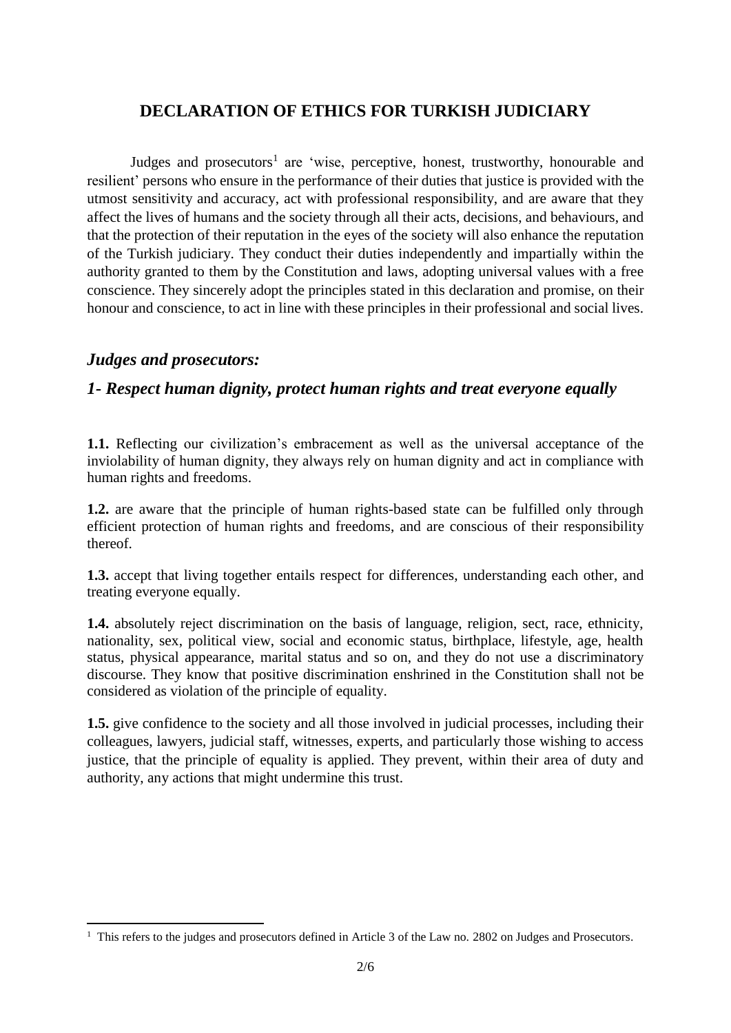## DECLARATION OF ETHICS FOR TURKISH JUDICIARY

Judges and prosecutors[1] are 'wise, perceptive, honest, trustworthy, honourable and resilient' persons who ensure in the performance of their duties that justice is provided with the utmost sensitivity and accuracy, act with professional responsibility, and are aware that they affect the lives of humans and the society through all their acts, decisions, and behaviours, and that the protection of their reputation in the eyes of the society will also enhance the reputation of the Turkish judiciary. They conduct their duties independently and impartially within the authority granted to them by the Constitution and laws, adopting universal values with a free conscience. They sincerely adopt the principles stated in this declaration and promise, on their honour and conscience, to act in line with these principles in their professional and social lives.

### *Judges and prosecutors:*

### *1- Respect human dignity, protect human rights and treat everyone equally*

**1.1.** Reflecting our civilization's embracement as well as the universal acceptance of the inviolability of human dignity, they always rely on human dignity and act in compliance with human rights and freedoms.

**1.2.** are aware that the principle of human rights-based state can be fulfilled only through efficient protection of human rights and freedoms, and are conscious of their responsibility thereof.

**1.3.** accept that living together entails respect for differences, understanding each other, and treating everyone equally.

**1.4.** absolutely reject discrimination on the basis of language, religion, sect, race, ethnicity, nationality, sex, political view, social and economic status, birthplace, lifestyle, age, health status, physical appearance, marital status and so on, and they do not use a discriminatory discourse. They know that positive discrimination enshrined in the Constitution shall not be considered as violation of the principle of equality.

**1.5.** give confidence to the society and all those involved in judicial processes, including their colleagues, lawyers, judicial staff, witnesses, experts, and particularly those wishing to access justice, that the principle of equality is applied. They prevent, within their area of duty and authority, any actions that might undermine this trust.

---

[1] This refers to the judges and prosecutors defined in Article 3 of the Law no. 2802 on Judges and Prosecutors.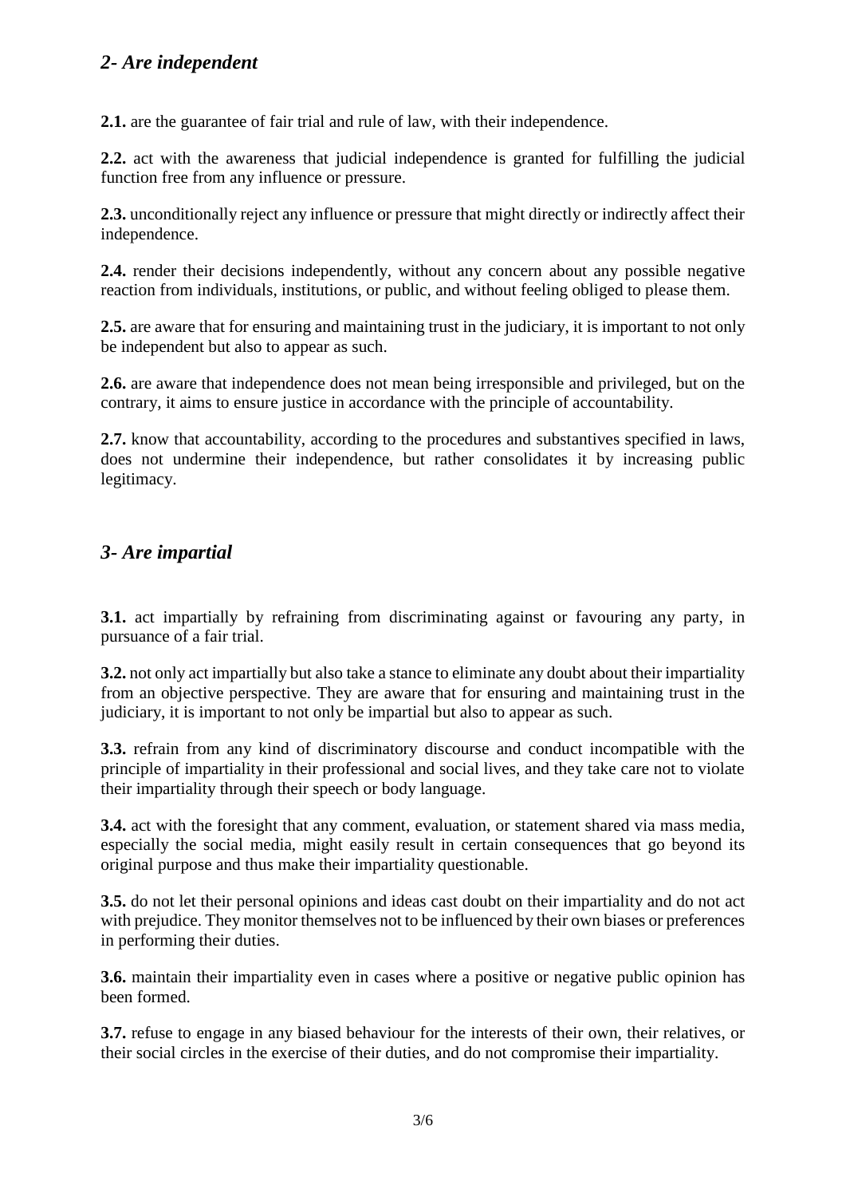## *2- Are independent*

**2.1.** are the guarantee of fair trial and rule of law, with their independence.

**2.2.** act with the awareness that judicial independence is granted for fulfilling the judicial function free from any influence or pressure.

**2.3.** unconditionally reject any influence or pressure that might directly or indirectly affect their independence.

**2.4.** render their decisions independently, without any concern about any possible negative reaction from individuals, institutions, or public, and without feeling obliged to please them.

**2.5.** are aware that for ensuring and maintaining trust in the judiciary, it is important to not only be independent but also to appear as such.

**2.6.** are aware that independence does not mean being irresponsible and privileged, but on the contrary, it aims to ensure justice in accordance with the principle of accountability.

**2.7.** know that accountability, according to the procedures and substantives specified in laws, does not undermine their independence, but rather consolidates it by increasing public legitimacy.

## *3- Are impartial*

**3.1.** act impartially by refraining from discriminating against or favouring any party, in pursuance of a fair trial.

**3.2.** not only act impartially but also take a stance to eliminate any doubt about their impartiality from an objective perspective. They are aware that for ensuring and maintaining trust in the judiciary, it is important to not only be impartial but also to appear as such.

**3.3.** refrain from any kind of discriminatory discourse and conduct incompatible with the principle of impartiality in their professional and social lives, and they take care not to violate their impartiality through their speech or body language.

**3.4.** act with the foresight that any comment, evaluation, or statement shared via mass media, especially the social media, might easily result in certain consequences that go beyond its original purpose and thus make their impartiality questionable.

**3.5.** do not let their personal opinions and ideas cast doubt on their impartiality and do not act with prejudice. They monitor themselves not to be influenced by their own biases or preferences in performing their duties.

**3.6.** maintain their impartiality even in cases where a positive or negative public opinion has been formed.

**3.7.** refuse to engage in any biased behaviour for the interests of their own, their relatives, or their social circles in the exercise of their duties, and do not compromise their impartiality.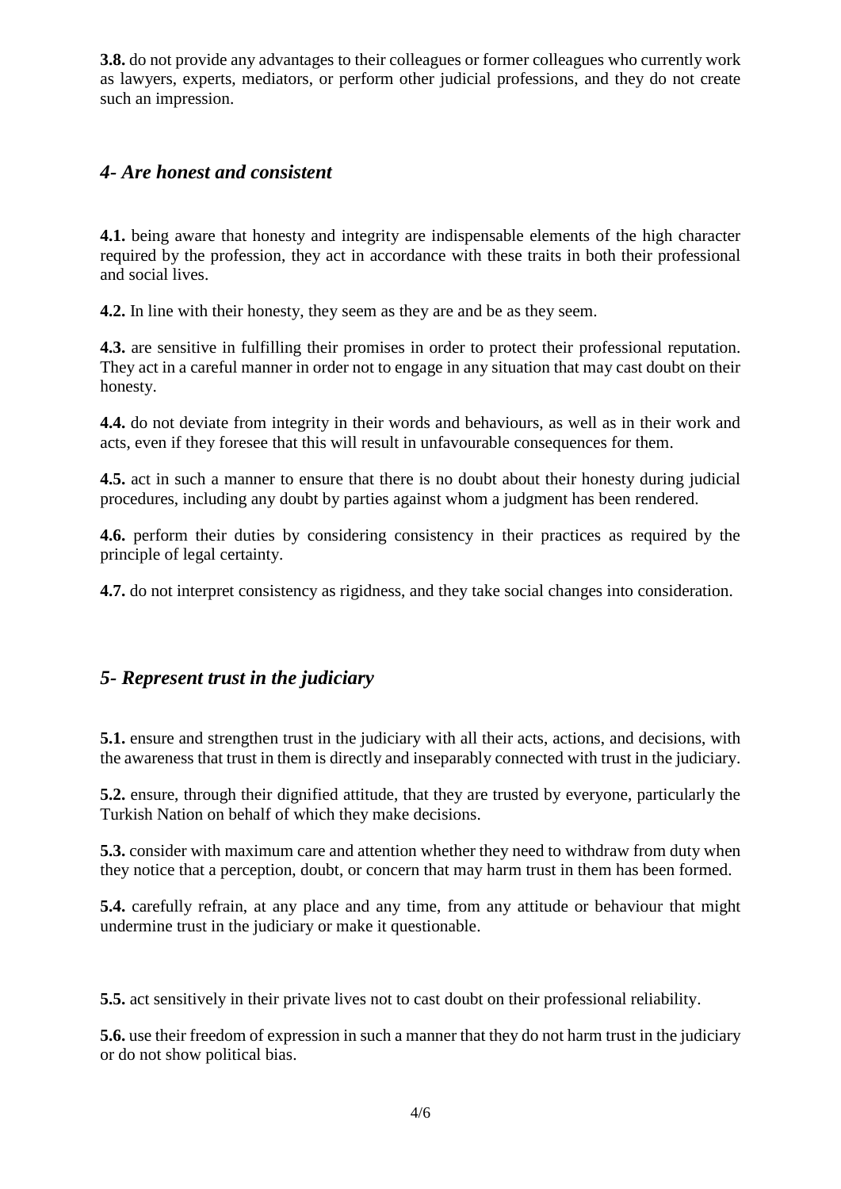**3.8.** do not provide any advantages to their colleagues or former colleagues who currently work as lawyers, experts, mediators, or perform other judicial professions, and they do not create such an impression.

## *4- Are honest and consistent*

**4.1.** being aware that honesty and integrity are indispensable elements of the high character required by the profession, they act in accordance with these traits in both their professional and social lives.

**4.2.** In line with their honesty, they seem as they are and be as they seem.

**4.3.** are sensitive in fulfilling their promises in order to protect their professional reputation. They act in a careful manner in order not to engage in any situation that may cast doubt on their honesty.

**4.4.** do not deviate from integrity in their words and behaviours, as well as in their work and acts, even if they foresee that this will result in unfavourable consequences for them.

**4.5.** act in such a manner to ensure that there is no doubt about their honesty during judicial procedures, including any doubt by parties against whom a judgment has been rendered.

**4.6.** perform their duties by considering consistency in their practices as required by the principle of legal certainty.

**4.7.** do not interpret consistency as rigidness, and they take social changes into consideration.

## *5- Represent trust in the judiciary*

**5.1.** ensure and strengthen trust in the judiciary with all their acts, actions, and decisions, with the awareness that trust in them is directly and inseparably connected with trust in the judiciary.

**5.2.** ensure, through their dignified attitude, that they are trusted by everyone, particularly the Turkish Nation on behalf of which they make decisions.

**5.3.** consider with maximum care and attention whether they need to withdraw from duty when they notice that a perception, doubt, or concern that may harm trust in them has been formed.

**5.4.** carefully refrain, at any place and any time, from any attitude or behaviour that might undermine trust in the judiciary or make it questionable.

**5.5.** act sensitively in their private lives not to cast doubt on their professional reliability.

**5.6.** use their freedom of expression in such a manner that they do not harm trust in the judiciary or do not show political bias.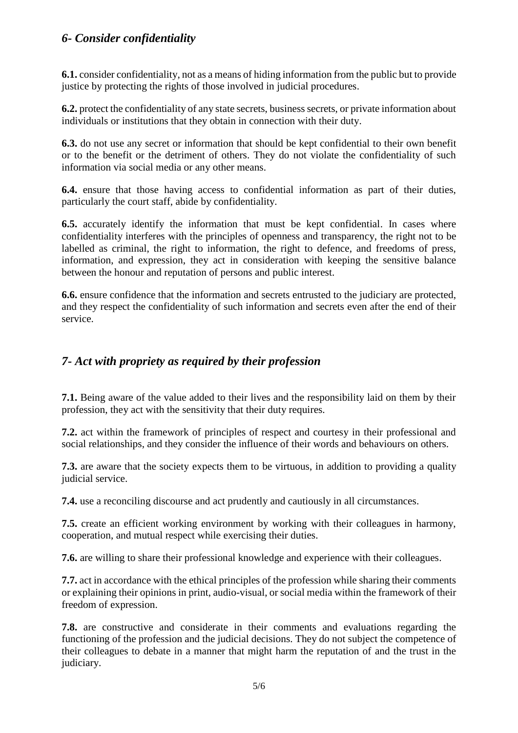## *6- Consider confidentiality*

**6.1.** consider confidentiality, not as a means of hiding information from the public but to provide justice by protecting the rights of those involved in judicial procedures.

**6.2.** protect the confidentiality of any state secrets, business secrets, or private information about individuals or institutions that they obtain in connection with their duty.

**6.3.** do not use any secret or information that should be kept confidential to their own benefit or to the benefit or the detriment of others. They do not violate the confidentiality of such information via social media or any other means.

**6.4.** ensure that those having access to confidential information as part of their duties, particularly the court staff, abide by confidentiality.

**6.5.** accurately identify the information that must be kept confidential. In cases where confidentiality interferes with the principles of openness and transparency, the right not to be labelled as criminal, the right to information, the right to defence, and freedoms of press, information, and expression, they act in consideration with keeping the sensitive balance between the honour and reputation of persons and public interest.

**6.6.** ensure confidence that the information and secrets entrusted to the judiciary are protected, and they respect the confidentiality of such information and secrets even after the end of their service.

## *7- Act with propriety as required by their profession*

**7.1.** Being aware of the value added to their lives and the responsibility laid on them by their profession, they act with the sensitivity that their duty requires.

**7.2.** act within the framework of principles of respect and courtesy in their professional and social relationships, and they consider the influence of their words and behaviours on others.

**7.3.** are aware that the society expects them to be virtuous, in addition to providing a quality judicial service.

**7.4.** use a reconciling discourse and act prudently and cautiously in all circumstances.

**7.5.** create an efficient working environment by working with their colleagues in harmony, cooperation, and mutual respect while exercising their duties.

**7.6.** are willing to share their professional knowledge and experience with their colleagues.

**7.7.** act in accordance with the ethical principles of the profession while sharing their comments or explaining their opinions in print, audio-visual, or social media within the framework of their freedom of expression.

**7.8.** are constructive and considerate in their comments and evaluations regarding the functioning of the profession and the judicial decisions. They do not subject the competence of their colleagues to debate in a manner that might harm the reputation of and the trust in the judiciary.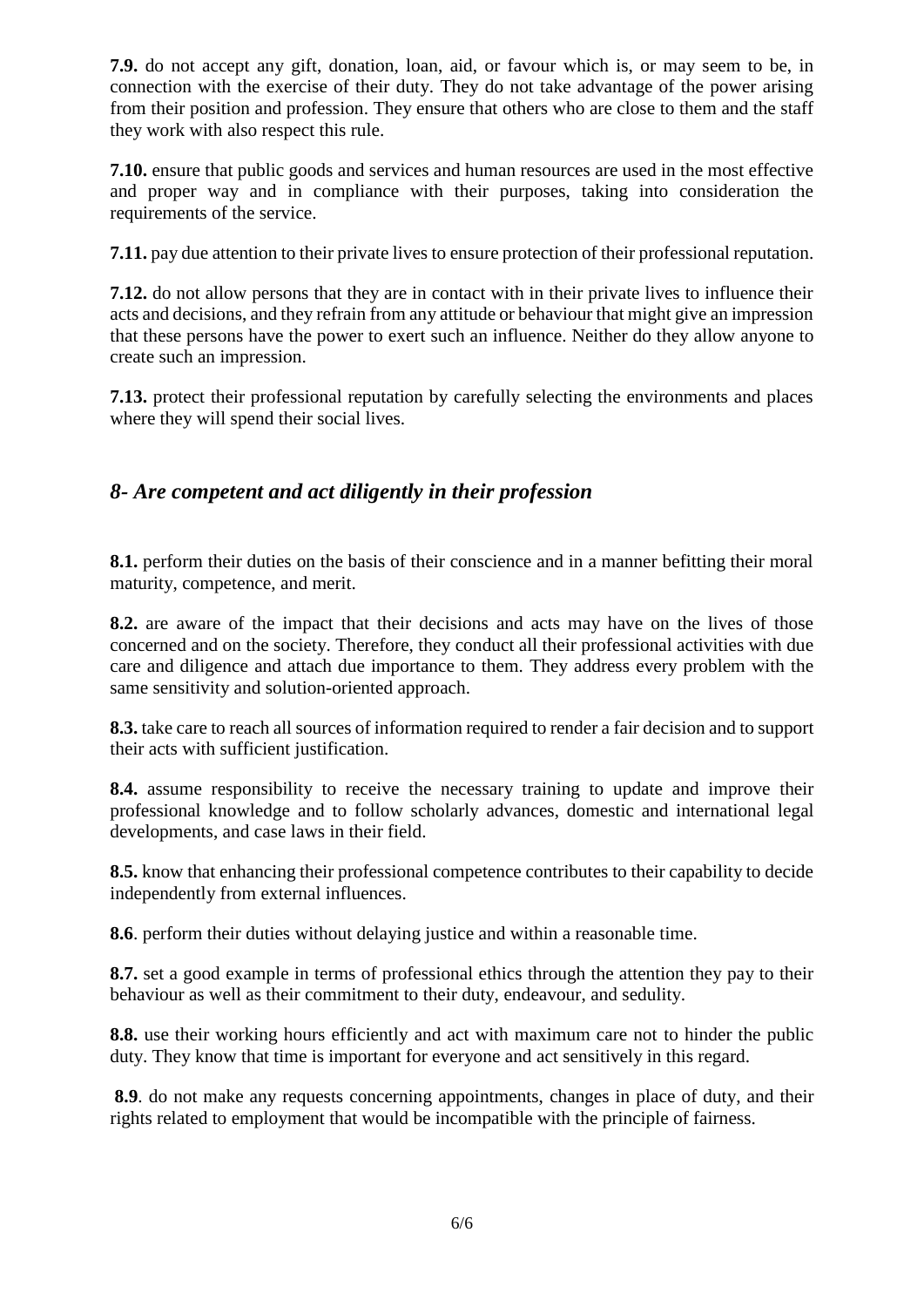**7.9.** do not accept any gift, donation, loan, aid, or favour which is, or may seem to be, in connection with the exercise of their duty. They do not take advantage of the power arising from their position and profession. They ensure that others who are close to them and the staff they work with also respect this rule.

**7.10.** ensure that public goods and services and human resources are used in the most effective and proper way and in compliance with their purposes, taking into consideration the requirements of the service.

**7.11.** pay due attention to their private lives to ensure protection of their professional reputation.

**7.12.** do not allow persons that they are in contact with in their private lives to influence their acts and decisions, and they refrain from any attitude or behaviour that might give an impression that these persons have the power to exert such an influence. Neither do they allow anyone to create such an impression.

**7.13.** protect their professional reputation by carefully selecting the environments and places where they will spend their social lives.

## *8- Are competent and act diligently in their profession*

**8.1.** perform their duties on the basis of their conscience and in a manner befitting their moral maturity, competence, and merit.

**8.2.** are aware of the impact that their decisions and acts may have on the lives of those concerned and on the society. Therefore, they conduct all their professional activities with due care and diligence and attach due importance to them. They address every problem with the same sensitivity and solution-oriented approach.

**8.3.** take care to reach all sources of information required to render a fair decision and to support their acts with sufficient justification.

**8.4.** assume responsibility to receive the necessary training to update and improve their professional knowledge and to follow scholarly advances, domestic and international legal developments, and case laws in their field.

**8.5.** know that enhancing their professional competence contributes to their capability to decide independently from external influences.

**8.6**. perform their duties without delaying justice and within a reasonable time.

**8.7.** set a good example in terms of professional ethics through the attention they pay to their behaviour as well as their commitment to their duty, endeavour, and sedulity.

**8.8.** use their working hours efficiently and act with maximum care not to hinder the public duty. They know that time is important for everyone and act sensitively in this regard.

**8.9**. do not make any requests concerning appointments, changes in place of duty, and their rights related to employment that would be incompatible with the principle of fairness.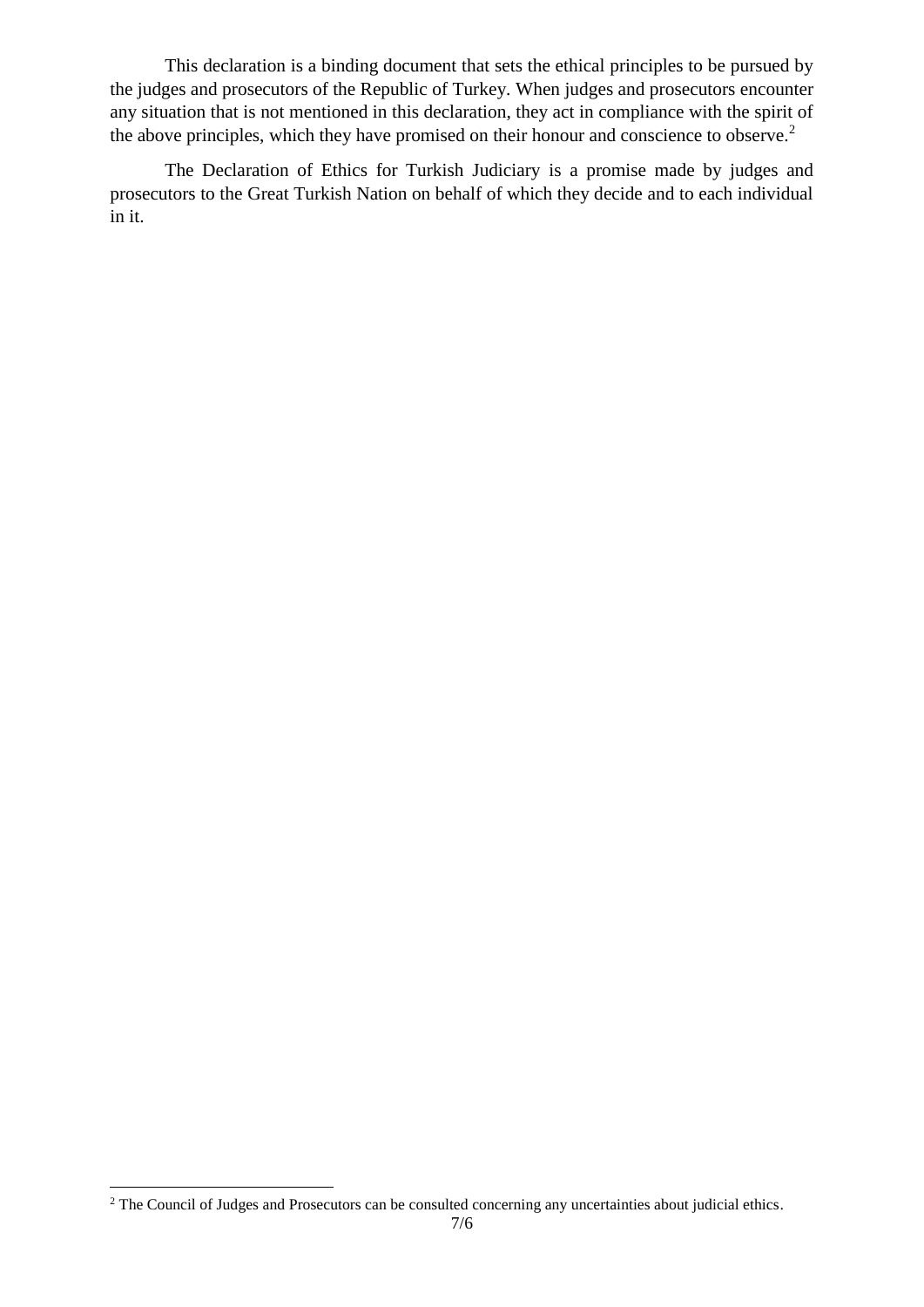This declaration is a binding document that sets the ethical principles to be pursued by the judges and prosecutors of the Republic of Turkey. When judges and prosecutors encounter any situation that is not mentioned in this declaration, they act in compliance with the spirit of the above principles, which they have promised on their honour and conscience to observe.[2]

The Declaration of Ethics for Turkish Judiciary is a promise made by judges and prosecutors to the Great Turkish Nation on behalf of which they decide and to each individual in it.

[2] The Council of Judges and Prosecutors can be consulted concerning any uncertainties about judicial ethics.